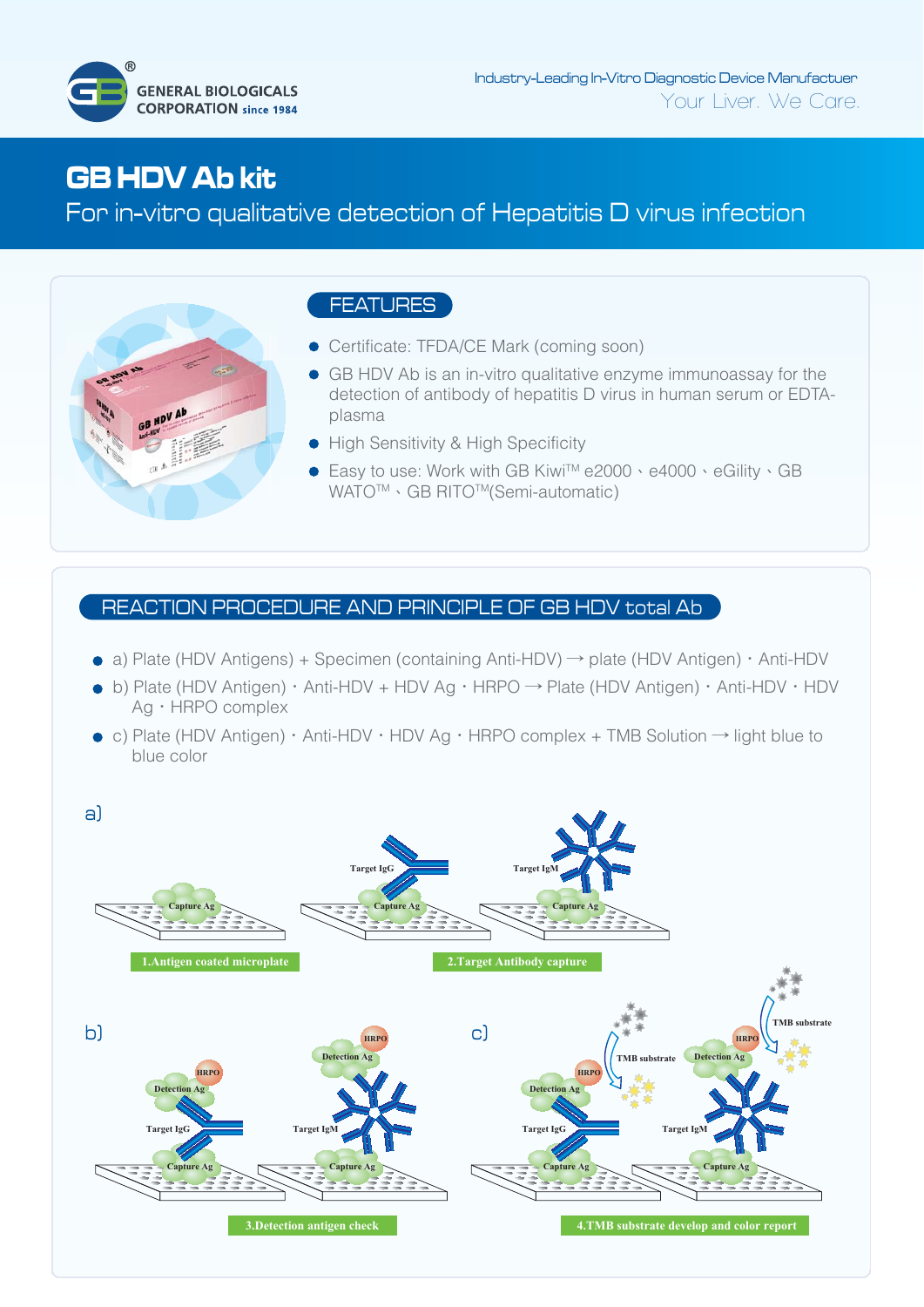GENERAL BIOLOGICALS CORPORATION since 1984

Industry-Leading In-Vitro Diagnostic Device Manufactuer
Your Liver. We Care.

# GB HDV Ab kit

For in-vitro qualitative detection of Hepatitis D virus infection

## FEATURES

- Certificate: TFDA/CE Mark (coming soon)
- GB HDV Ab is an in-vitro qualitative enzyme immunoassay for the detection of antibody of hepatitis D virus in human serum or EDTA-plasma
- High Sensitivity & High Specificity
- Easy to use: Work with GB Kiwi™ e2000、e4000、eGility、GB WATO™、GB RITO™(Semi-automatic)

## REACTION PROCEDURE AND PRINCIPLE OF GB HDV total Ab

- a) Plate (HDV Antigens) + Specimen (containing Anti-HDV) → plate (HDV Antigen)・Anti-HDV
- b) Plate (HDV Antigen)・Anti-HDV + HDV Ag・HRPO → Plate (HDV Antigen)・Anti-HDV・HDV Ag・HRPO complex
- c) Plate (HDV Antigen)・Anti-HDV・HDV Ag・HRPO complex + TMB Solution → light blue to blue color

a)

Capture Ag

1.Antigen coated microplate

Target IgG — Capture Ag

Target IgM — Capture Ag

2.Target Antibody capture

b)

HRPO — Detection Ag — Target IgG — Capture Ag

HRPO — Detection Ag — Target IgM — Capture Ag

3.Detection antigen check

c)

TMB substrate — HRPO — Detection Ag — Target IgG — Capture Ag

TMB substrate — HRPO — Detection Ag — Target IgM — Capture Ag

4.TMB substrate develop and color report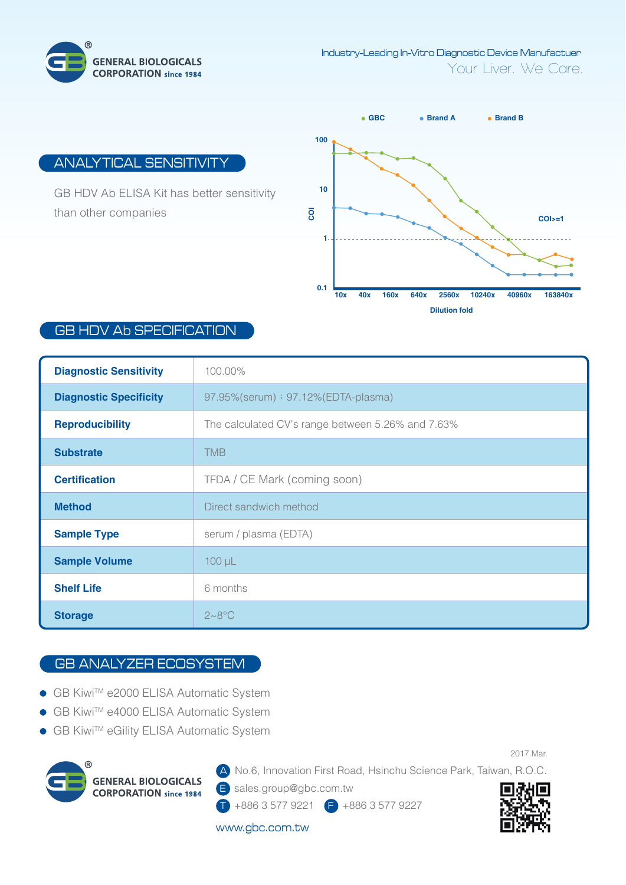GENERAL BIOLOGICALS CORPORATION since 1984

Industry-Leading In-Vitro Diagnostic Device Manufactuer

Your Liver. We Care.

## ANALYTICAL SENSITIVITY

GB HDV Ab ELISA Kit has better sensitivity than other companies

GBC Brand A Brand B

100

10

1

0.1

COI

COI>=1

10x 40x 160x 640x 2560x 10240x 40960x 163840x

Dilution fold

## GB HDV Ab SPECIFICATION

| | |
|---|---|
| **Diagnostic Sensitivity** | 100.00% |
| **Diagnostic Specificity** | 97.95%(serum)；97.12%(EDTA-plasma) |
| **Reproducibility** | The calculated CV's range between 5.26% and 7.63% |
| **Substrate** | TMB |
| **Certification** | TFDA / CE Mark (coming soon) |
| **Method** | Direct sandwich method |
| **Sample Type** | serum / plasma (EDTA) |
| **Sample Volume** | 100 μL |
| **Shelf Life** | 6 months |
| **Storage** | 2~8°C |

## GB ANALYZER ECOSYSTEM

- GB Kiwi™ e2000 ELISA Automatic System
- GB Kiwi™ e4000 ELISA Automatic System
- GB Kiwi™ eGility ELISA Automatic System

2017.Mar.

GENERAL BIOLOGICALS CORPORATION since 1984

A No.6, Innovation First Road, Hsinchu Science Park, Taiwan, R.O.C.

E sales.group@gbc.com.tw

T +886 3 577 9221 F +886 3 577 9227

www.gbc.com.tw